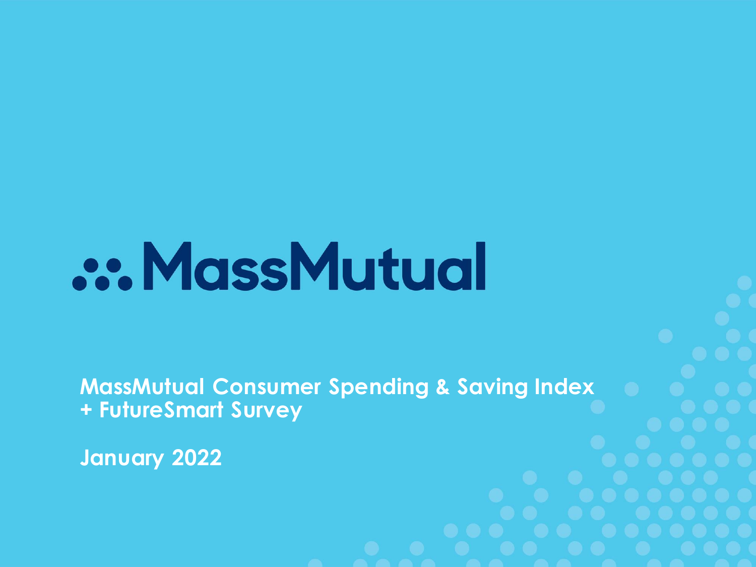# MassMutual

## MassMutual Consumer Spending & Saving Index + FutureSmart Survey

January 2022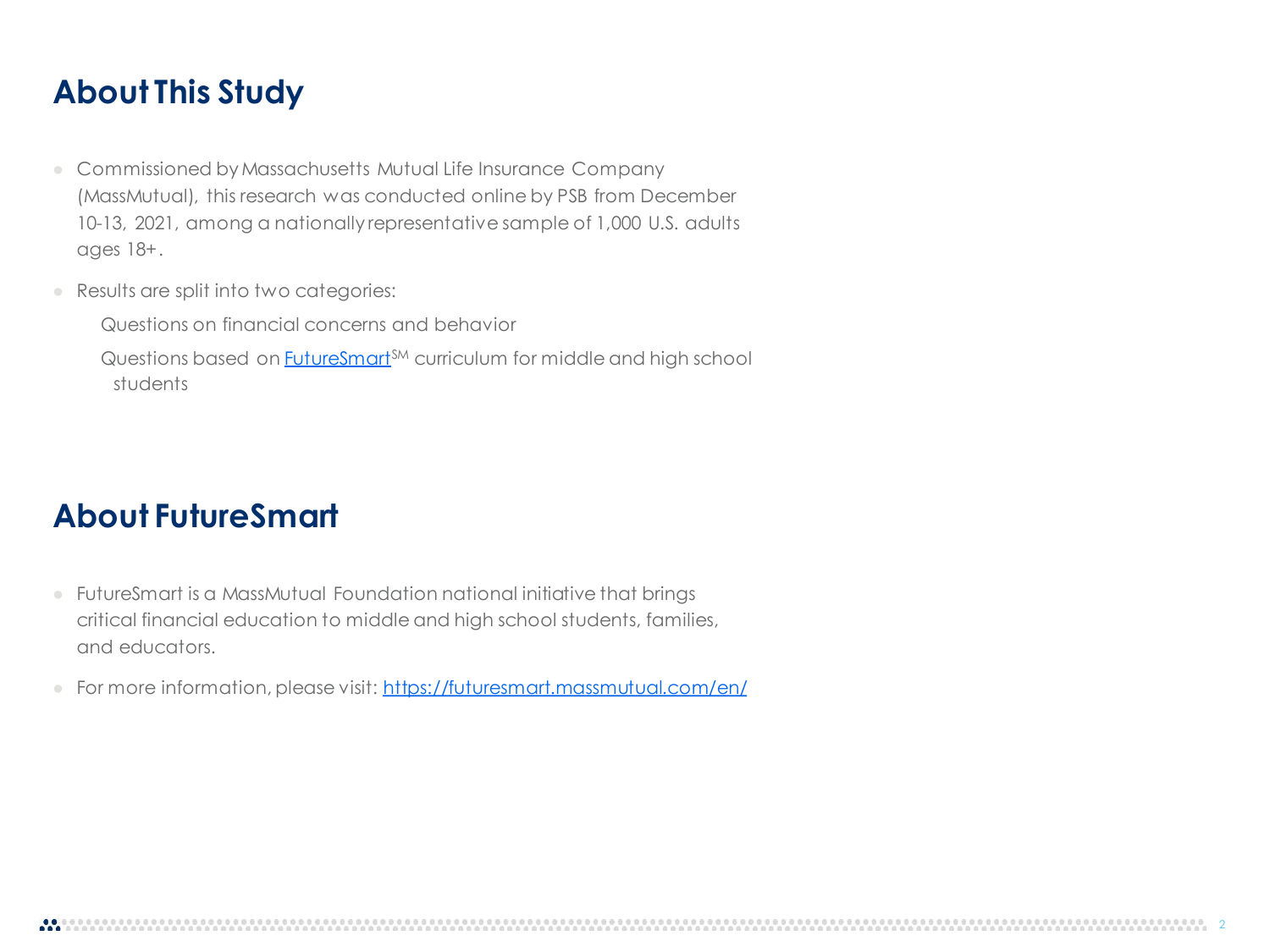## About This Study

- Commissioned by Massachusetts Mutual Life Insurance Company (MassMutual), this research was conducted online by PSB from December 10-13, 2021, among a nationally representative sample of 1,000 U.S. adults ages 18+.
- Results are split into two categories:
  - Questions on financial concerns and behavior
  - Questions based on FutureSmart[SM] curriculum for middle and high school students

## About FutureSmart

- FutureSmart is a MassMutual Foundation national initiative that brings critical financial education to middle and high school students, families, and educators.
- For more information, please visit: https://futuresmart.massmutual.com/en/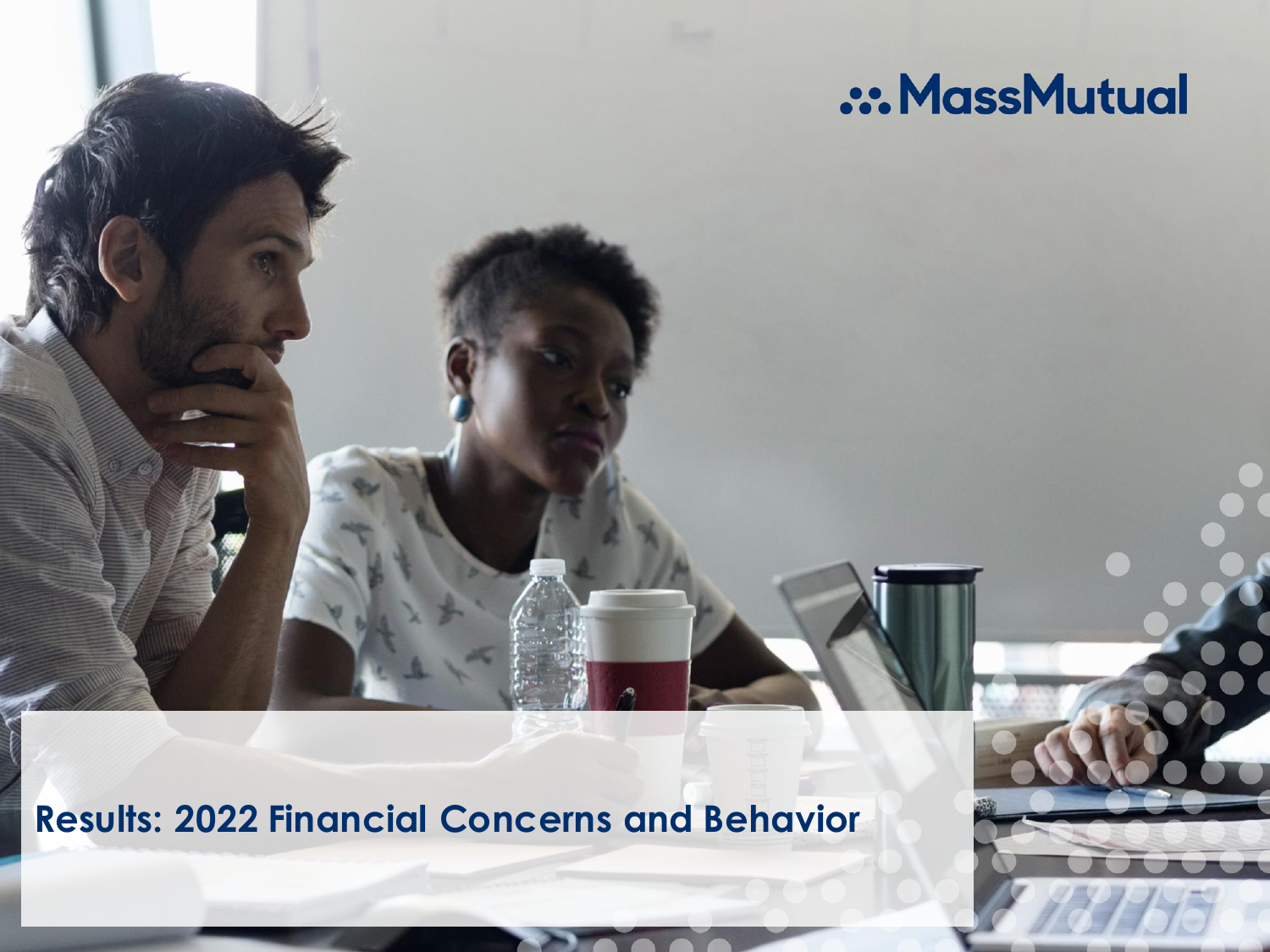MassMutual

# Results: 2022 Financial Concerns and Behavior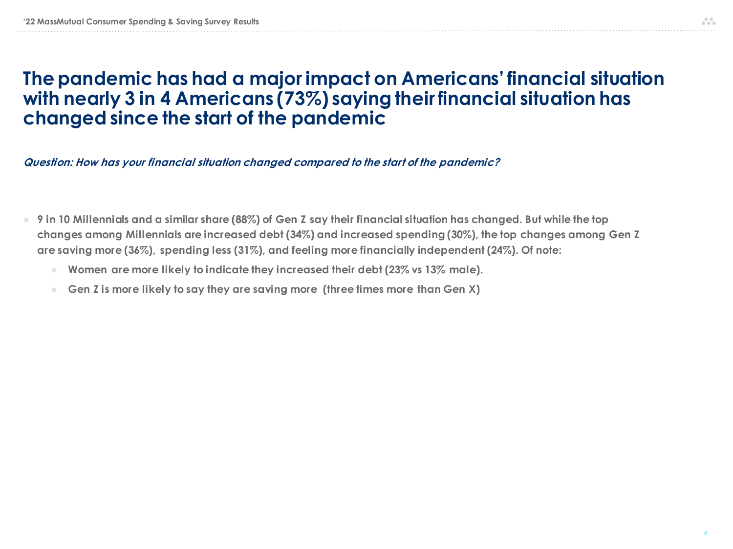# The pandemic has had a major impact on Americans' financial situation with nearly 3 in 4 Americans (73%) saying their financial situation has changed since the start of the pandemic

***Question: How has your financial situation changed compared to the start of the pandemic?***

- **9 in 10 Millennials and a similar share (88%) of Gen Z say their financial situation has changed. But while the top changes among Millennials are increased debt (34%) and increased spending (30%), the top changes among Gen Z are saving more (36%), spending less (31%), and feeling more financially independent (24%). Of note:**
  - **Women are more likely to indicate they increased their debt (23% vs 13% male).**
  - **Gen Z is more likely to say they are saving more (three times more than Gen X)**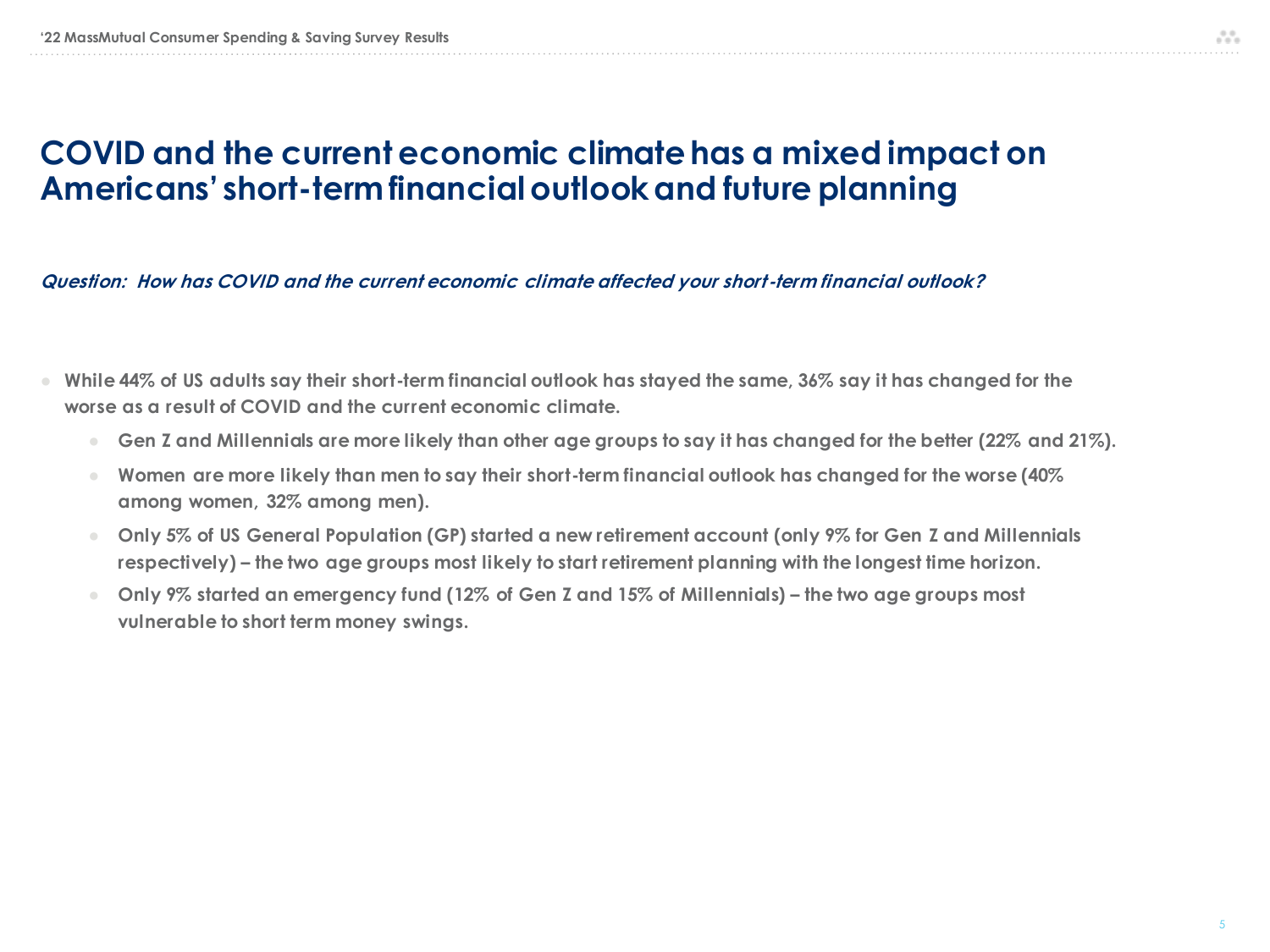# COVID and the current economic climate has a mixed impact on Americans' short-term financial outlook and future planning

***Question: How has COVID and the current economic climate affected your short-term financial outlook?***

- **While 44% of US adults say their short-term financial outlook has stayed the same, 36% say it has changed for the worse as a result of COVID and the current economic climate.**
  - **Gen Z and Millennials are more likely than other age groups to say it has changed for the better (22% and 21%).**
  - **Women are more likely than men to say their short-term financial outlook has changed for the worse (40% among women, 32% among men).**
  - **Only 5% of US General Population (GP) started a new retirement account (only 9% for Gen Z and Millennials respectively) – the two age groups most likely to start retirement planning with the longest time horizon.**
  - **Only 9% started an emergency fund (12% of Gen Z and 15% of Millennials) – the two age groups most vulnerable to short term money swings.**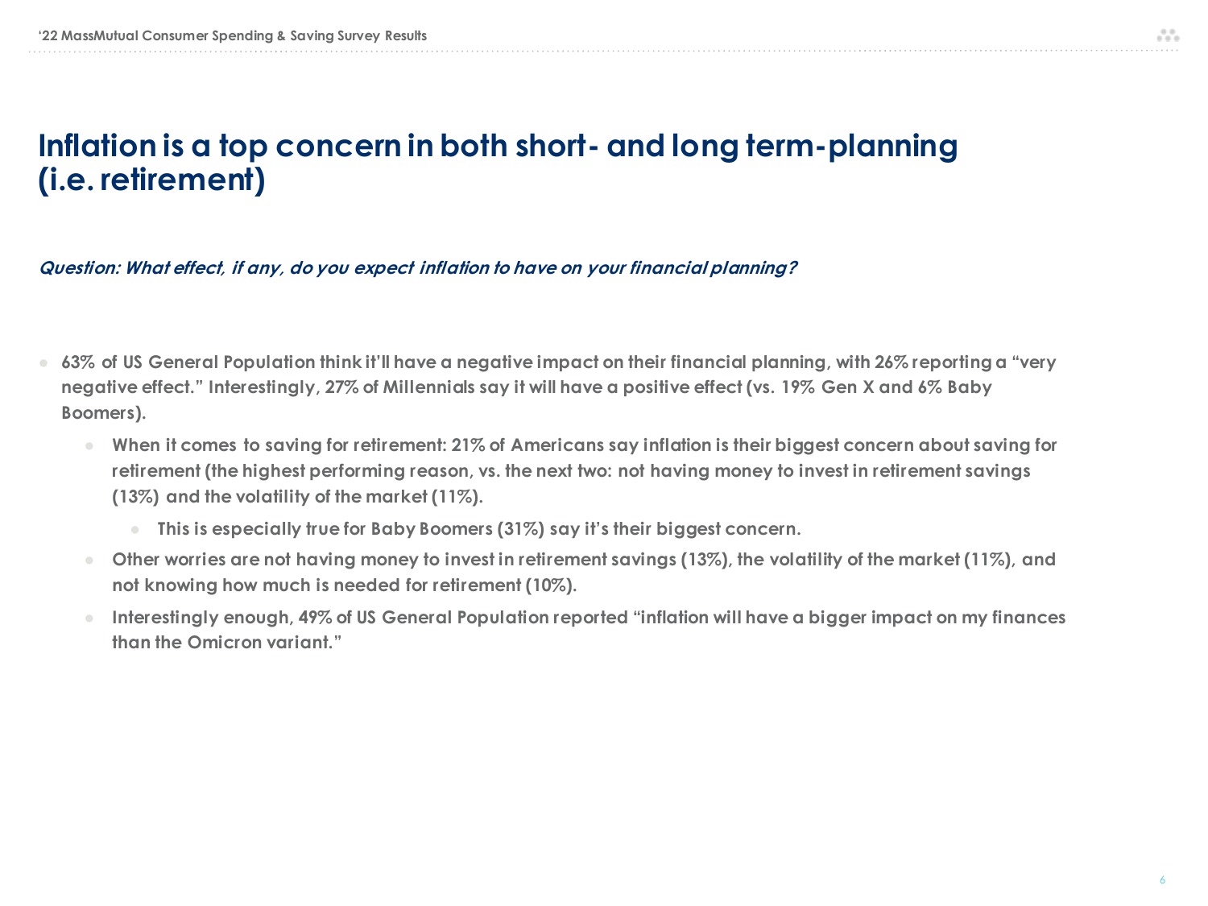# Inflation is a top concern in both short- and long term-planning (i.e. retirement)

***Question: What effect, if any, do you expect inflation to have on your financial planning?***

- **63% of US General Population think it'll have a negative impact on their financial planning, with 26% reporting a "very negative effect." Interestingly, 27% of Millennials say it will have a positive effect (vs. 19% Gen X and 6% Baby Boomers).**
  - **When it comes to saving for retirement: 21% of Americans say inflation is their biggest concern about saving for retirement (the highest performing reason, vs. the next two: not having money to invest in retirement savings (13%) and the volatility of the market (11%).**
    - **This is especially true for Baby Boomers (31%) say it's their biggest concern.**
  - **Other worries are not having money to invest in retirement savings (13%), the volatility of the market (11%), and not knowing how much is needed for retirement (10%).**
  - **Interestingly enough, 49% of US General Population reported "inflation will have a bigger impact on my finances than the Omicron variant."**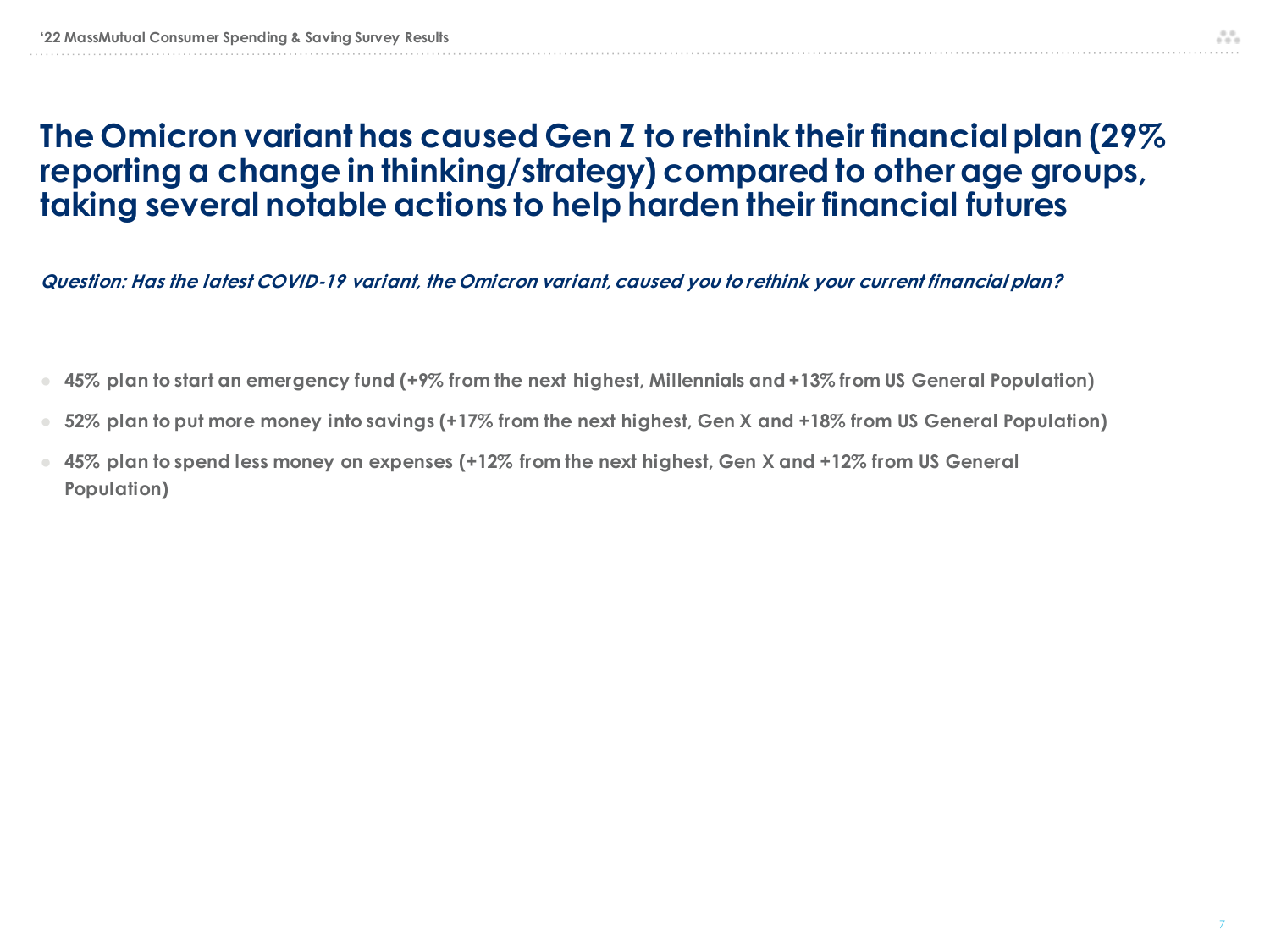# The Omicron variant has caused Gen Z to rethink their financial plan (29% reporting a change in thinking/strategy) compared to other age groups, taking several notable actions to help harden their financial futures

***Question: Has the latest COVID-19 variant, the Omicron variant, caused you to rethink your current financial plan?***

- **45% plan to start an emergency fund (+9% from the next highest, Millennials and +13% from US General Population)**
- **52% plan to put more money into savings (+17% from the next highest, Gen X and +18% from US General Population)**
- **45% plan to spend less money on expenses (+12% from the next highest, Gen X and +12% from US General Population)**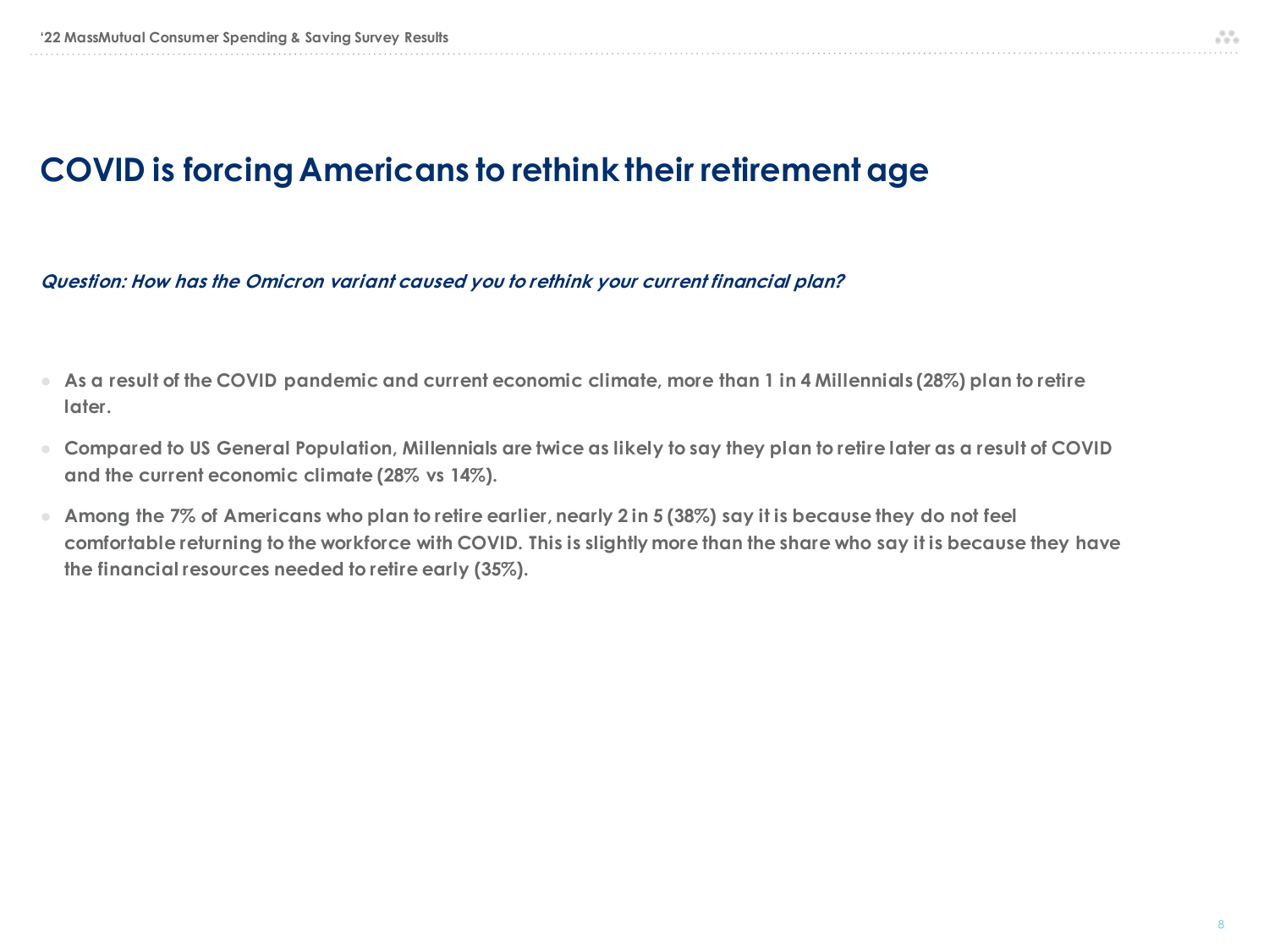# COVID is forcing Americans to rethink their retirement age

***Question: How has the Omicron variant caused you to rethink your current financial plan?***

- **As a result of the COVID pandemic and current economic climate, more than 1 in 4 Millennials (28%) plan to retire later.**
- **Compared to US General Population, Millennials are twice as likely to say they plan to retire later as a result of COVID and the current economic climate (28% vs 14%).**
- **Among the 7% of Americans who plan to retire earlier, nearly 2 in 5 (38%) say it is because they do not feel comfortable returning to the workforce with COVID. This is slightly more than the share who say it is because they have the financial resources needed to retire early (35%).**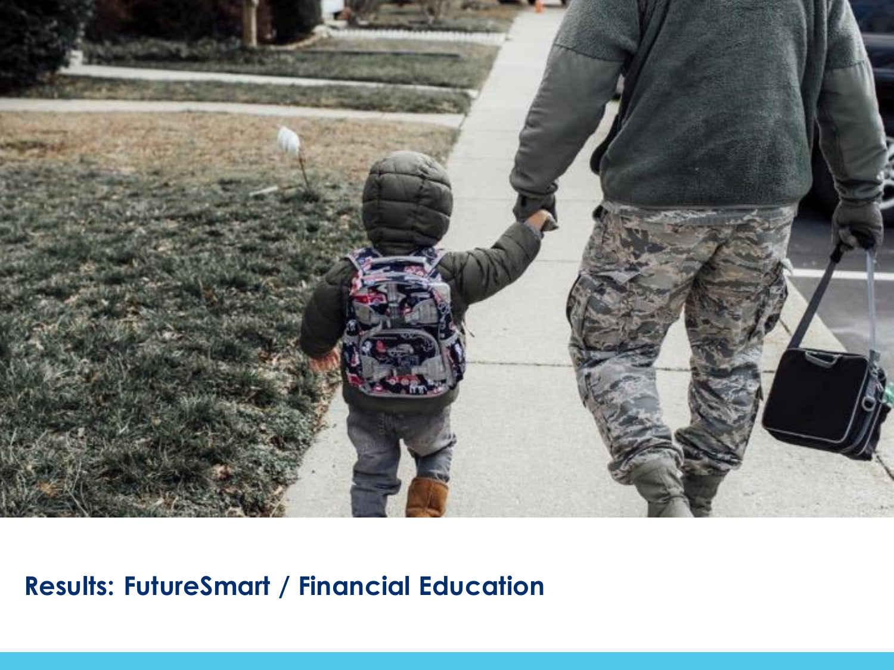## Results: FutureSmart / Financial Education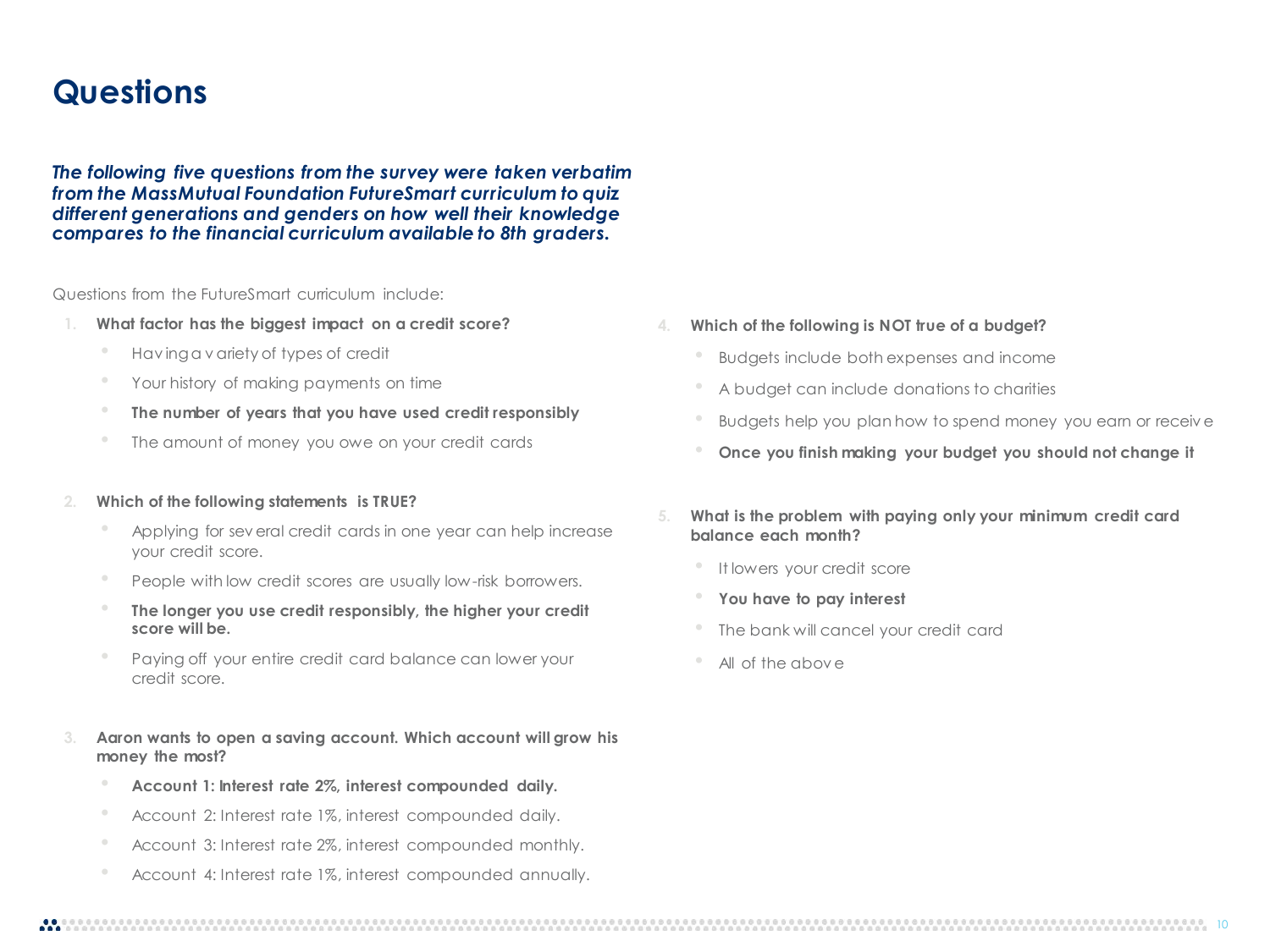# Questions

***The following five questions from the survey were taken verbatim from the MassMutual Foundation FutureSmart curriculum to quiz different generations and genders on how well their knowledge compares to the financial curriculum available to 8th graders.***

Questions from the FutureSmart curriculum include:

1. **What factor has the biggest impact on a credit score?**
   - Having a variety of types of credit
   - Your history of making payments on time
   - **The number of years that you have used credit responsibly**
   - The amount of money you owe on your credit cards

2. **Which of the following statements is TRUE?**
   - Applying for several credit cards in one year can help increase your credit score.
   - People with low credit scores are usually low-risk borrowers.
   - **The longer you use credit responsibly, the higher your credit score will be.**
   - Paying off your entire credit card balance can lower your credit score.

3. **Aaron wants to open a saving account. Which account will grow his money the most?**
   - **Account 1: Interest rate 2%, interest compounded daily.**
   - Account 2: Interest rate 1%, interest compounded daily.
   - Account 3: Interest rate 2%, interest compounded monthly.
   - Account 4: Interest rate 1%, interest compounded annually.

4. **Which of the following is NOT true of a budget?**
   - Budgets include both expenses and income
   - A budget can include donations to charities
   - Budgets help you plan how to spend money you earn or receive
   - **Once you finish making your budget you should not change it**

5. **What is the problem with paying only your minimum credit card balance each month?**
   - It lowers your credit score
   - **You have to pay interest**
   - The bank will cancel your credit card
   - All of the above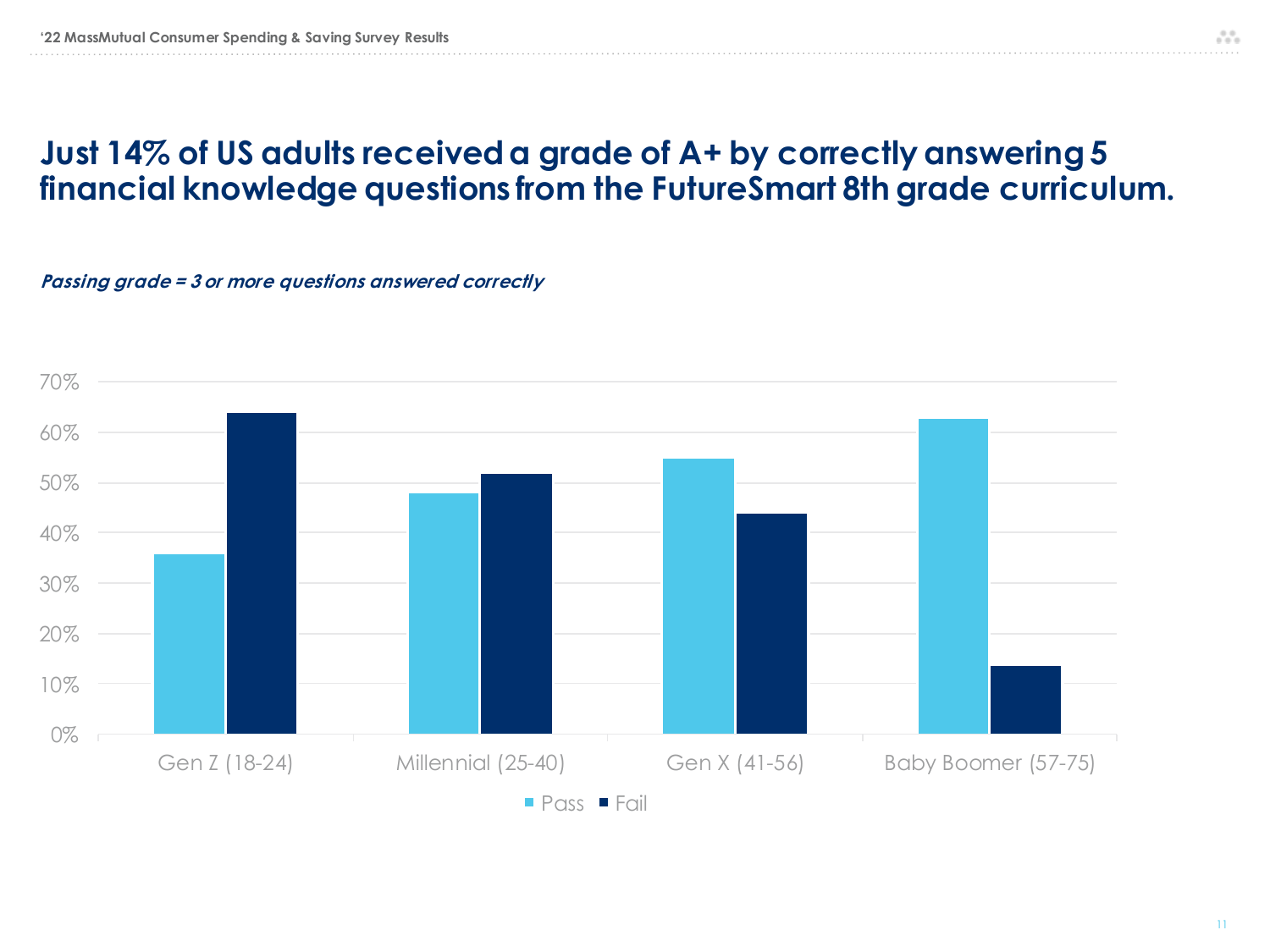# Just 14% of US adults received a grade of A+ by correctly answering 5 financial knowledge questions from the FutureSmart 8th grade curriculum.

***Passing grade = 3 or more questions answered correctly***

| | Pass | Fail |
|---|---|---|
| Gen Z (18-24) | 36% | 64% |
| Millennial (25-40) | 48% | 52% |
| Gen X (41-56) | 55% | 44% |
| Baby Boomer (57-75) | 63% | 14% |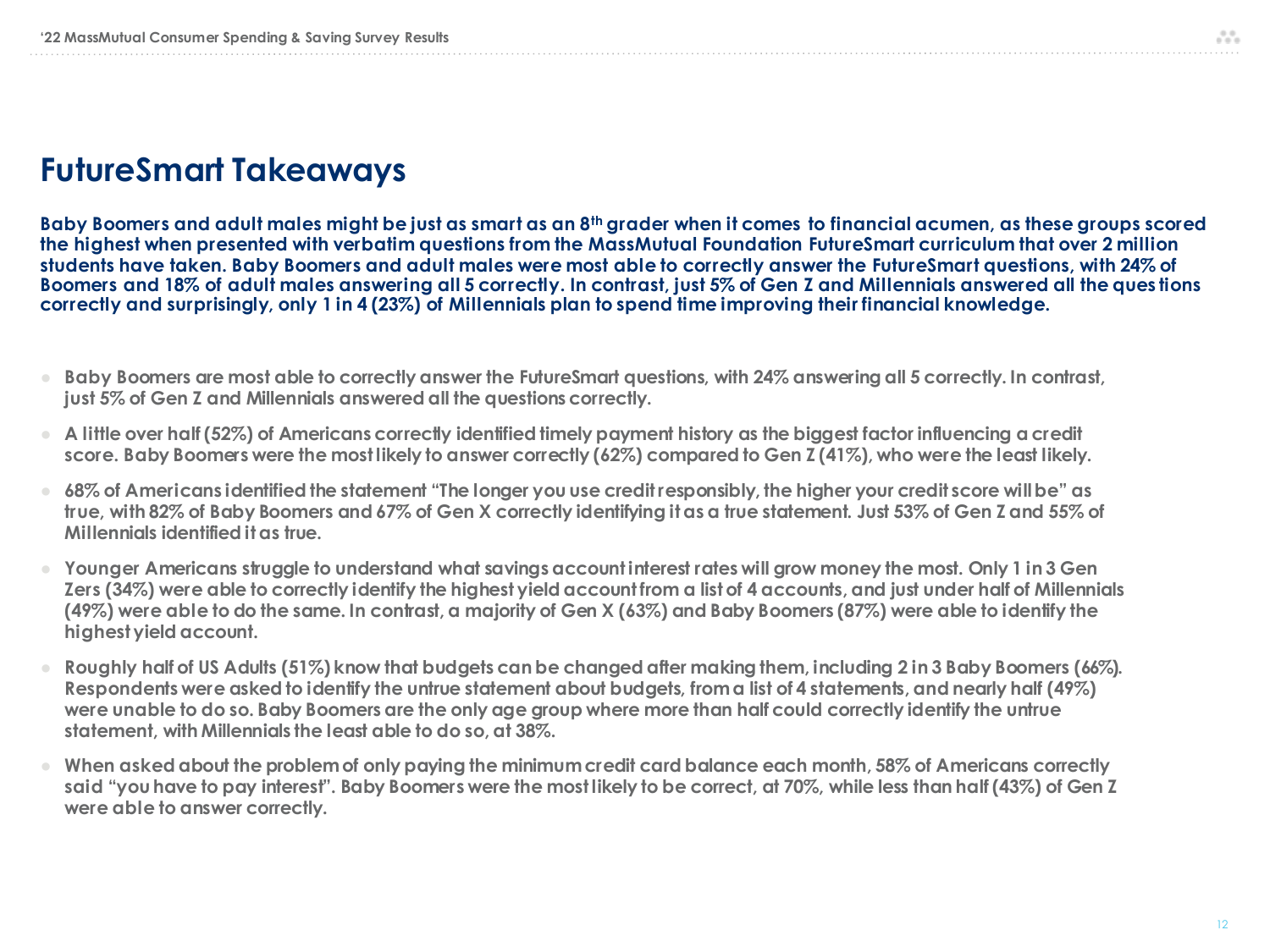# FutureSmart Takeaways

**Baby Boomers and adult males might be just as smart as an 8th grader when it comes to financial acumen, as these groups scored the highest when presented with verbatim questions from the MassMutual Foundation FutureSmart curriculum that over 2 million students have taken. Baby Boomers and adult males were most able to correctly answer the FutureSmart questions, with 24% of Boomers and 18% of adult males answering all 5 correctly. In contrast, just 5% of Gen Z and Millennials answered all the questions correctly and surprisingly, only 1 in 4 (23%) of Millennials plan to spend time improving their financial knowledge.**

- Baby Boomers are most able to correctly answer the FutureSmart questions, with 24% answering all 5 correctly. In contrast, just 5% of Gen Z and Millennials answered all the questions correctly.
- A little over half (52%) of Americans correctly identified timely payment history as the biggest factor influencing a credit score. Baby Boomers were the most likely to answer correctly (62%) compared to Gen Z (41%), who were the least likely.
- 68% of Americans identified the statement "The longer you use credit responsibly, the higher your credit score will be" as true, with 82% of Baby Boomers and 67% of Gen X correctly identifying it as a true statement. Just 53% of Gen Z and 55% of Millennials identified it as true.
- Younger Americans struggle to understand what savings account interest rates will grow money the most. Only 1 in 3 Gen Zers (34%) were able to correctly identify the highest yield account from a list of 4 accounts, and just under half of Millennials (49%) were able to do the same. In contrast, a majority of Gen X (63%) and Baby Boomers (87%) were able to identify the highest yield account.
- Roughly half of US Adults (51%) know that budgets can be changed after making them, including 2 in 3 Baby Boomers (66%). Respondents were asked to identify the untrue statement about budgets, from a list of 4 statements, and nearly half (49%) were unable to do so. Baby Boomers are the only age group where more than half could correctly identify the untrue statement, with Millennials the least able to do so, at 38%.
- When asked about the problem of only paying the minimum credit card balance each month, 58% of Americans correctly said "you have to pay interest". Baby Boomers were the most likely to be correct, at 70%, while less than half (43%) of Gen Z were able to answer correctly.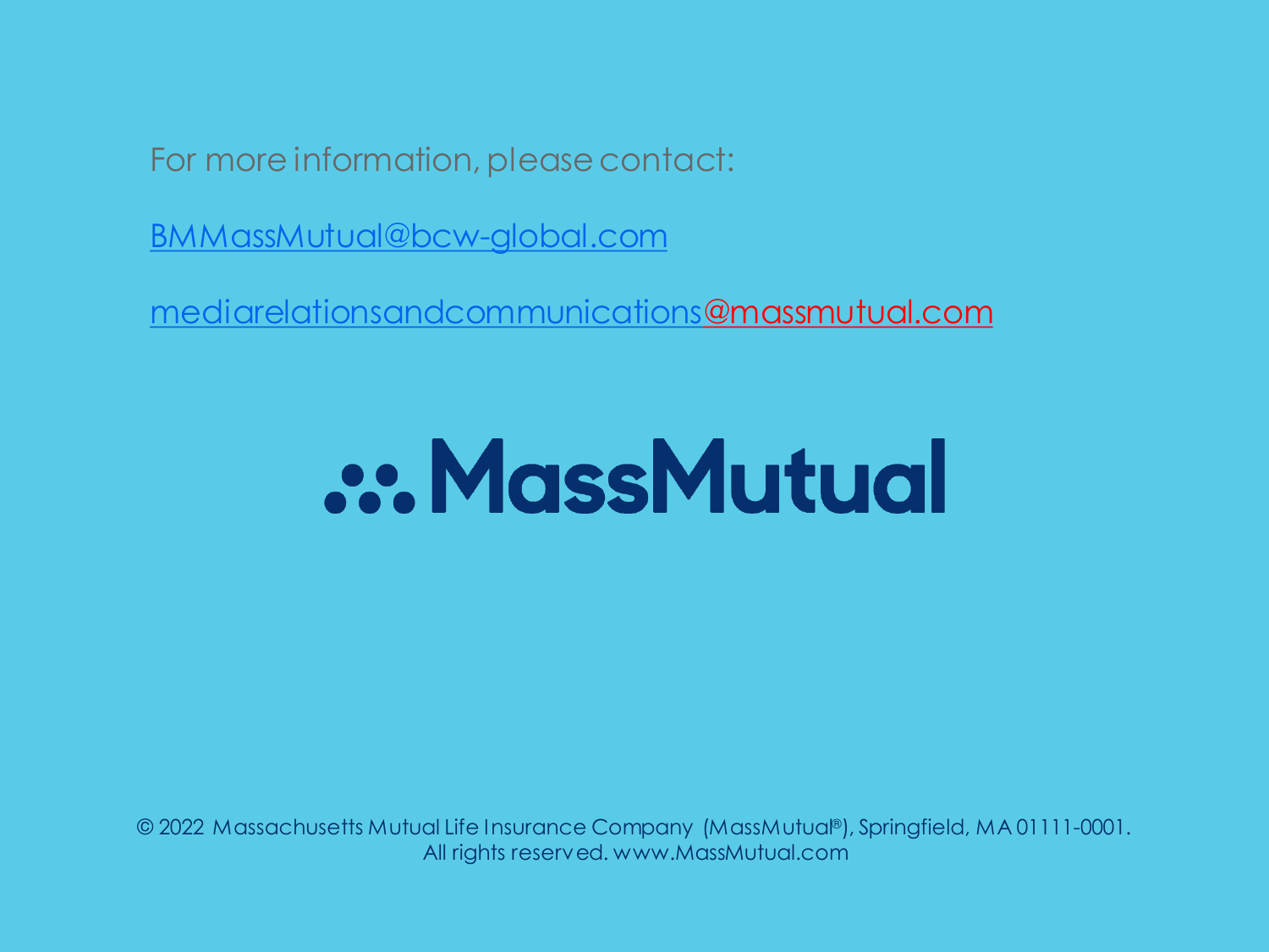For more information, please contact:

BMMassMutual@bcw-global.com

mediarelationsandcommunications@massmutual.com

MassMutual

© 2022 Massachusetts Mutual Life Insurance Company (MassMutual®), Springfield, MA 01111-0001. All rights reserved. www.MassMutual.com